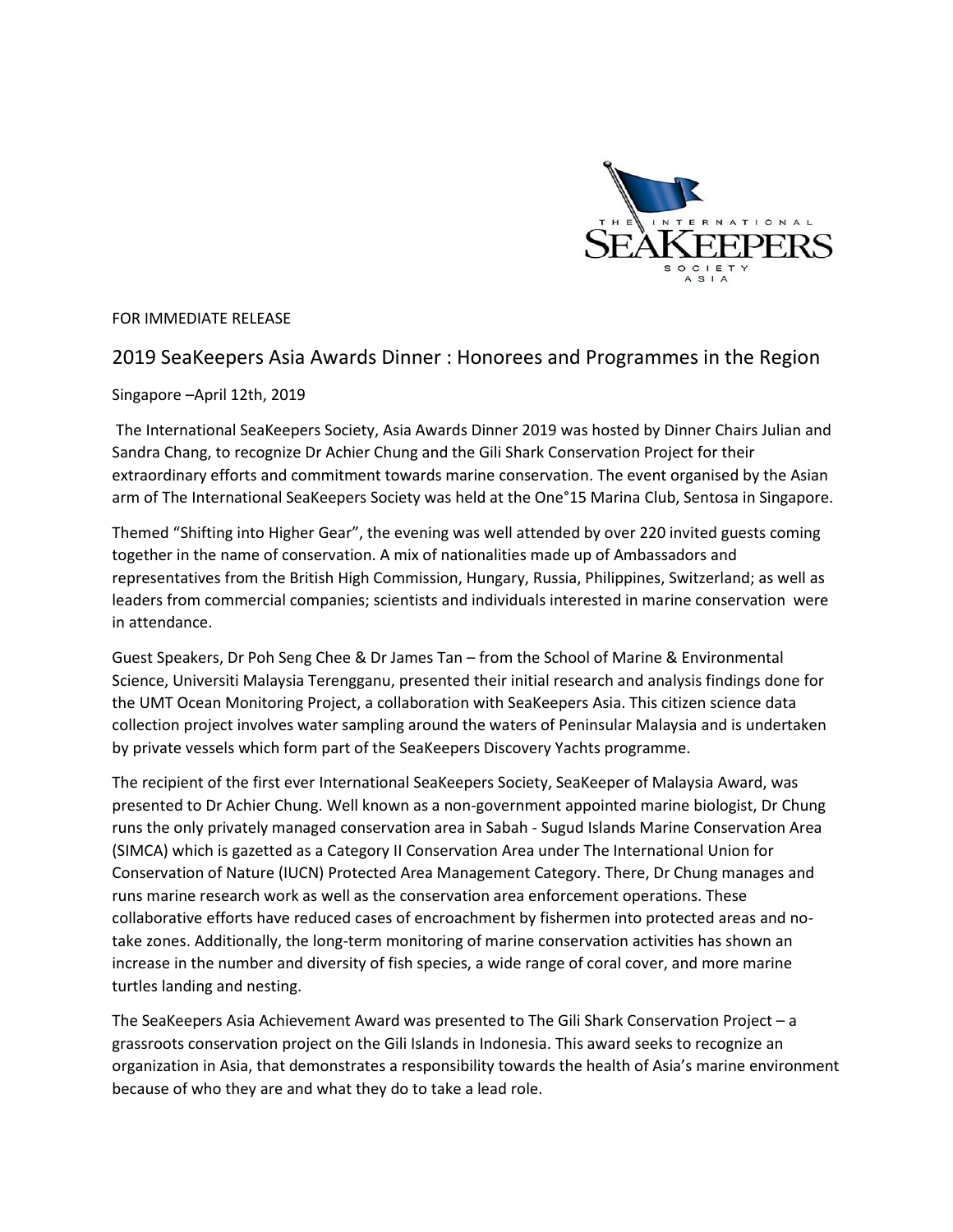FOR IMMEDIATE RELEASE

# 2019 SeaKeepers Asia Awards Dinner : Honorees and Programmes in the Region

Singapore –April 12th, 2019

The International SeaKeepers Society, Asia Awards Dinner 2019 was hosted by Dinner Chairs Julian and Sandra Chang, to recognize Dr Achier Chung and the Gili Shark Conservation Project for their extraordinary efforts and commitment towards marine conservation. The event organised by the Asian arm of The International SeaKeepers Society was held at the One°15 Marina Club, Sentosa in Singapore.

Themed "Shifting into Higher Gear", the evening was well attended by over 220 invited guests coming together in the name of conservation. A mix of nationalities made up of Ambassadors and representatives from the British High Commission, Hungary, Russia, Philippines, Switzerland; as well as leaders from commercial companies; scientists and individuals interested in marine conservation were in attendance.

Guest Speakers, Dr Poh Seng Chee & Dr James Tan – from the School of Marine & Environmental Science, Universiti Malaysia Terengganu, presented their initial research and analysis findings done for the UMT Ocean Monitoring Project, a collaboration with SeaKeepers Asia. This citizen science data collection project involves water sampling around the waters of Peninsular Malaysia and is undertaken by private vessels which form part of the SeaKeepers Discovery Yachts programme.

The recipient of the first ever International SeaKeepers Society, SeaKeeper of Malaysia Award, was presented to Dr Achier Chung. Well known as a non-government appointed marine biologist, Dr Chung runs the only privately managed conservation area in Sabah - Sugud Islands Marine Conservation Area (SIMCA) which is gazetted as a Category II Conservation Area under The International Union for Conservation of Nature (IUCN) Protected Area Management Category. There, Dr Chung manages and runs marine research work as well as the conservation area enforcement operations. These collaborative efforts have reduced cases of encroachment by fishermen into protected areas and no-take zones. Additionally, the long-term monitoring of marine conservation activities has shown an increase in the number and diversity of fish species, a wide range of coral cover, and more marine turtles landing and nesting.

The SeaKeepers Asia Achievement Award was presented to The Gili Shark Conservation Project – a grassroots conservation project on the Gili Islands in Indonesia. This award seeks to recognize an organization in Asia, that demonstrates a responsibility towards the health of Asia's marine environment because of who they are and what they do to take a lead role.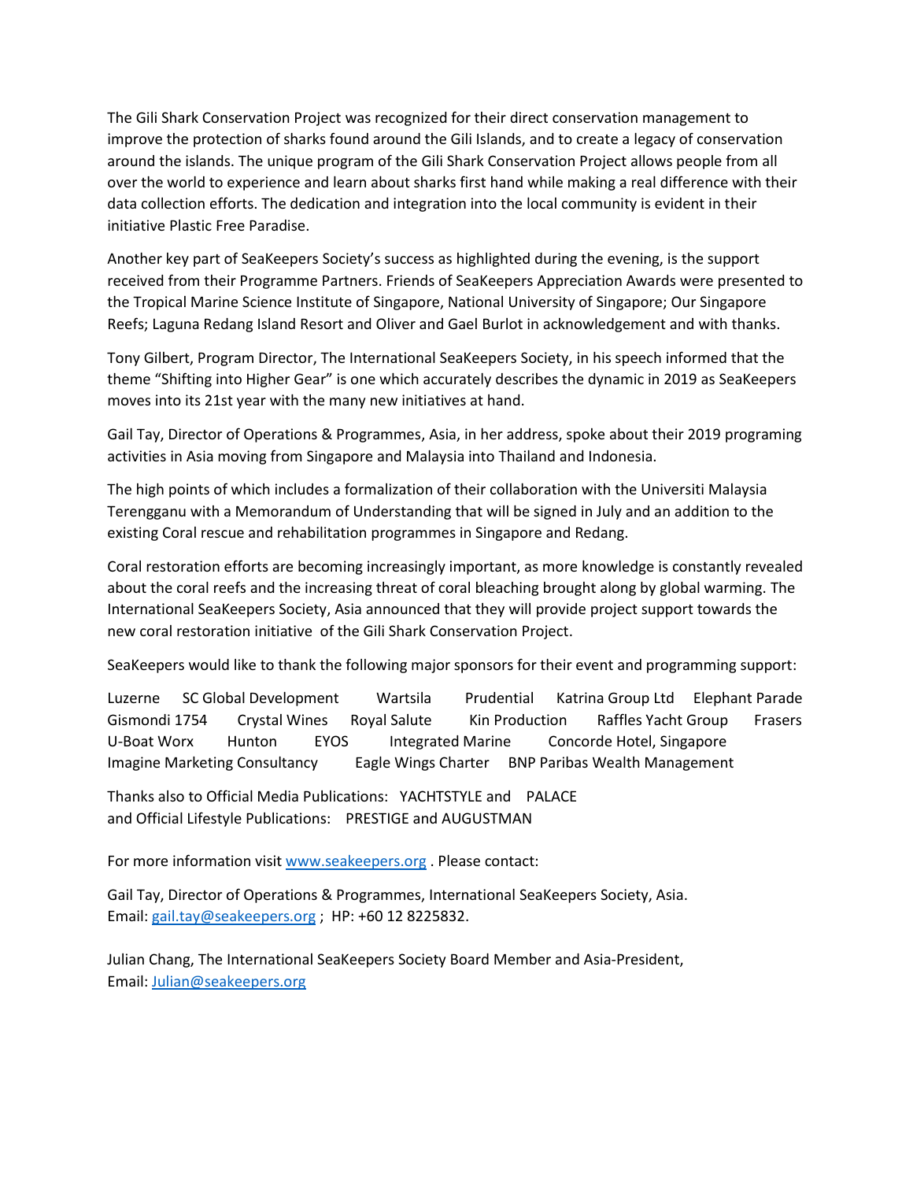The Gili Shark Conservation Project was recognized for their direct conservation management to improve the protection of sharks found around the Gili Islands, and to create a legacy of conservation around the islands. The unique program of the Gili Shark Conservation Project allows people from all over the world to experience and learn about sharks first hand while making a real difference with their data collection efforts. The dedication and integration into the local community is evident in their initiative Plastic Free Paradise.

Another key part of SeaKeepers Society's success as highlighted during the evening, is the support received from their Programme Partners. Friends of SeaKeepers Appreciation Awards were presented to the Tropical Marine Science Institute of Singapore, National University of Singapore; Our Singapore Reefs; Laguna Redang Island Resort and Oliver and Gael Burlot in acknowledgement and with thanks.

Tony Gilbert, Program Director, The International SeaKeepers Society, in his speech informed that the theme "Shifting into Higher Gear" is one which accurately describes the dynamic in 2019 as SeaKeepers moves into its 21st year with the many new initiatives at hand.

Gail Tay, Director of Operations & Programmes, Asia, in her address, spoke about their 2019 programing activities in Asia moving from Singapore and Malaysia into Thailand and Indonesia.

The high points of which includes a formalization of their collaboration with the Universiti Malaysia Terengganu with a Memorandum of Understanding that will be signed in July and an addition to the existing Coral rescue and rehabilitation programmes in Singapore and Redang.

Coral restoration efforts are becoming increasingly important, as more knowledge is constantly revealed about the coral reefs and the increasing threat of coral bleaching brought along by global warming. The International SeaKeepers Society, Asia announced that they will provide project support towards the new coral restoration initiative of the Gili Shark Conservation Project.

SeaKeepers would like to thank the following major sponsors for their event and programming support:

Luzerne SC Global Development Wartsila Prudential Katrina Group Ltd Elephant Parade Gismondi 1754 Crystal Wines Royal Salute Kin Production Raffles Yacht Group Frasers U-Boat Worx Hunton EYOS Integrated Marine Concorde Hotel, Singapore Imagine Marketing Consultancy Eagle Wings Charter BNP Paribas Wealth Management

Thanks also to Official Media Publications: YACHTSTYLE and PALACE
and Official Lifestyle Publications: PRESTIGE and AUGUSTMAN

For more information visit www.seakeepers.org . Please contact:

Gail Tay, Director of Operations & Programmes, International SeaKeepers Society, Asia.
Email: gail.tay@seakeepers.org ; HP: +60 12 8225832.

Julian Chang, The International SeaKeepers Society Board Member and Asia-President,
Email: Julian@seakeepers.org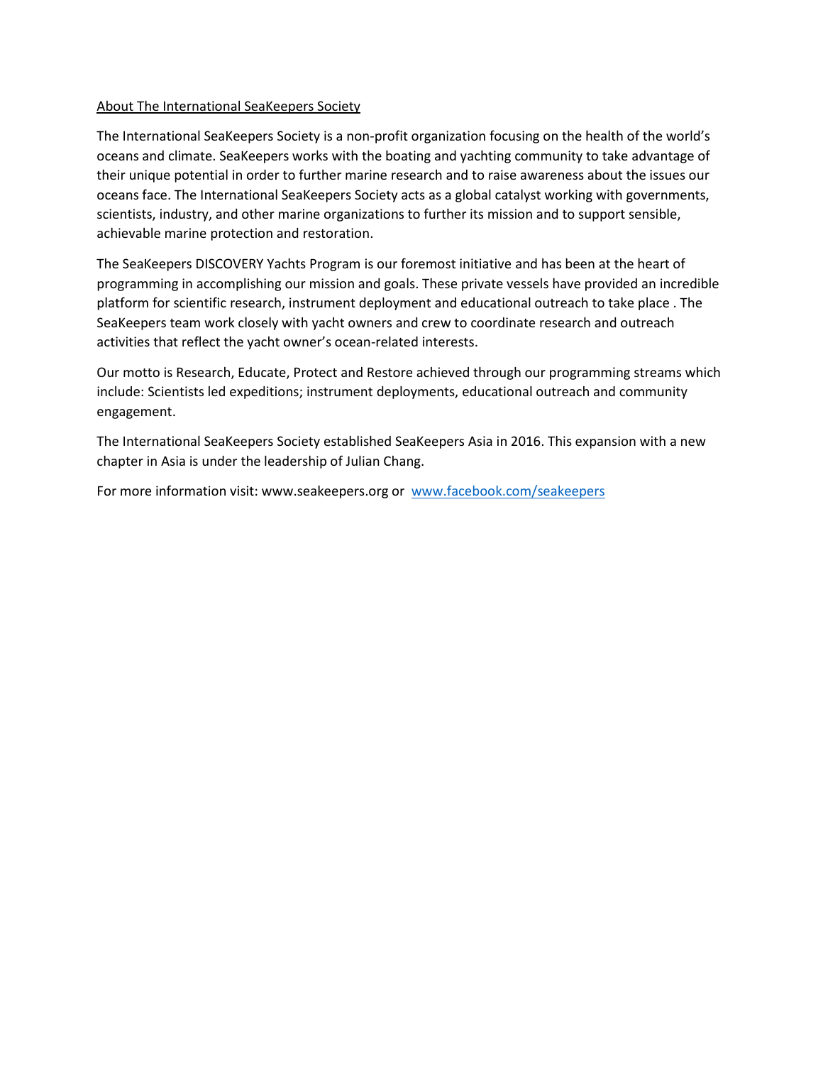About The International SeaKeepers Society

The International SeaKeepers Society is a non-profit organization focusing on the health of the world's oceans and climate. SeaKeepers works with the boating and yachting community to take advantage of their unique potential in order to further marine research and to raise awareness about the issues our oceans face. The International SeaKeepers Society acts as a global catalyst working with governments, scientists, industry, and other marine organizations to further its mission and to support sensible, achievable marine protection and restoration.

The SeaKeepers DISCOVERY Yachts Program is our foremost initiative and has been at the heart of programming in accomplishing our mission and goals. These private vessels have provided an incredible platform for scientific research, instrument deployment and educational outreach to take place . The SeaKeepers team work closely with yacht owners and crew to coordinate research and outreach activities that reflect the yacht owner's ocean-related interests.

Our motto is Research, Educate, Protect and Restore achieved through our programming streams which include: Scientists led expeditions; instrument deployments, educational outreach and community engagement.

The International SeaKeepers Society established SeaKeepers Asia in 2016. This expansion with a new chapter in Asia is under the leadership of Julian Chang.

For more information visit: www.seakeepers.org or [www.facebook.com/seakeepers](http://www.facebook.com/seakeepers)